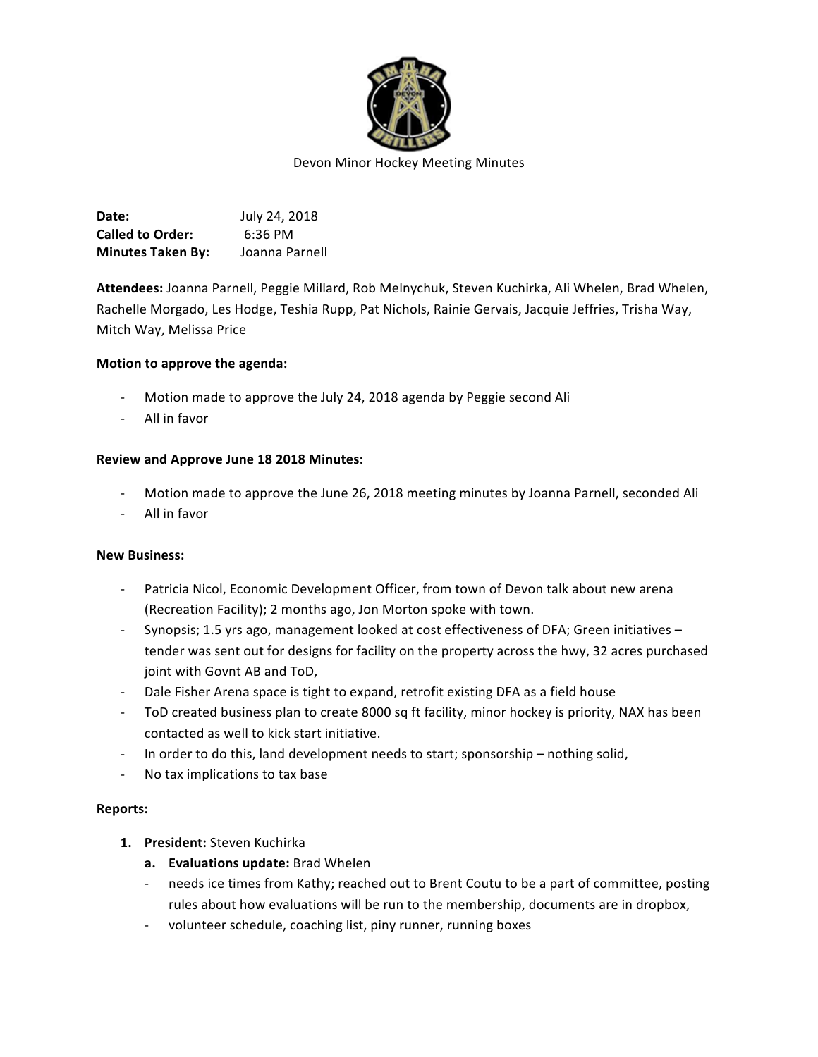Devon Minor Hockey Meeting Minutes

**Date:** July 24, 2018
**Called to Order:** 6:36 PM
**Minutes Taken By:** Joanna Parnell

**Attendees:** Joanna Parnell, Peggie Millard, Rob Melnychuk, Steven Kuchirka, Ali Whelen, Brad Whelen, Rachelle Morgado, Les Hodge, Teshia Rupp, Pat Nichols, Rainie Gervais, Jacquie Jeffries, Trisha Way, Mitch Way, Melissa Price

**Motion to approve the agenda:**

- Motion made to approve the July 24, 2018 agenda by Peggie second Ali
- All in favor

**Review and Approve June 18 2018 Minutes:**

- Motion made to approve the June 26, 2018 meeting minutes by Joanna Parnell, seconded Ali
- All in favor

**New Business:**

- Patricia Nicol, Economic Development Officer, from town of Devon talk about new arena (Recreation Facility); 2 months ago, Jon Morton spoke with town.
- Synopsis; 1.5 yrs ago, management looked at cost effectiveness of DFA; Green initiatives – tender was sent out for designs for facility on the property across the hwy, 32 acres purchased joint with Govnt AB and ToD,
- Dale Fisher Arena space is tight to expand, retrofit existing DFA as a field house
- ToD created business plan to create 8000 sq ft facility, minor hockey is priority, NAX has been contacted as well to kick start initiative.
- In order to do this, land development needs to start; sponsorship – nothing solid,
- No tax implications to tax base

**Reports:**

1. **President:** Steven Kuchirka
   a. **Evaluations update:** Brad Whelen
   - needs ice times from Kathy; reached out to Brent Coutu to be a part of committee, posting rules about how evaluations will be run to the membership, documents are in dropbox,
   - volunteer schedule, coaching list, piny runner, running boxes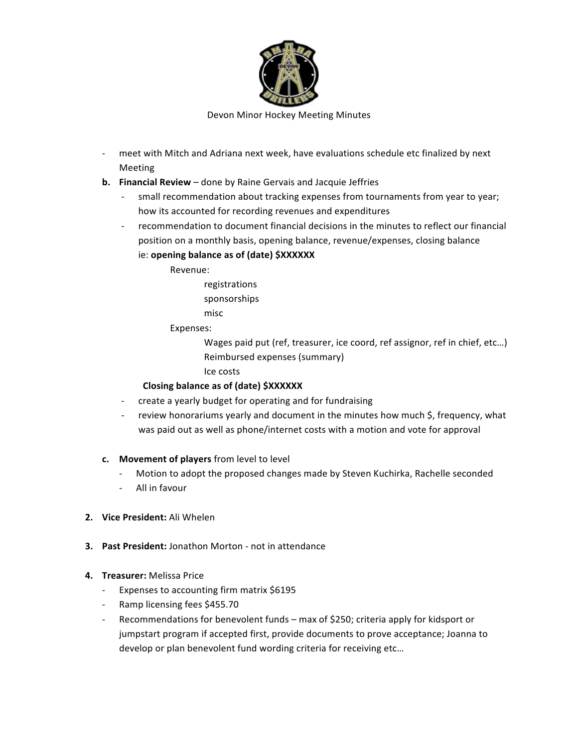Devon Minor Hockey Meeting Minutes

- meet with Mitch and Adriana next week, have evaluations schedule etc finalized by next Meeting

**b. Financial Review** – done by Raine Gervais and Jacquie Jeffries

- small recommendation about tracking expenses from tournaments from year to year; how its accounted for recording revenues and expenditures
- recommendation to document financial decisions in the minutes to reflect our financial position on a monthly basis, opening balance, revenue/expenses, closing balance

  ie: **opening balance as of (date) $XXXXXX**

  Revenue:

  registrations
  sponsorships
  misc

  Expenses:

  Wages paid put (ref, treasurer, ice coord, ref assignor, ref in chief, etc…)
  Reimbursed expenses (summary)
  Ice costs

  **Closing balance as of (date) $XXXXXX**

- create a yearly budget for operating and for fundraising
- review honorariums yearly and document in the minutes how much $, frequency, what was paid out as well as phone/internet costs with a motion and vote for approval

**c. Movement of players** from level to level

- Motion to adopt the proposed changes made by Steven Kuchirka, Rachelle seconded
- All in favour

**2. Vice President:** Ali Whelen

**3. Past President:** Jonathon Morton - not in attendance

**4. Treasurer:** Melissa Price

- Expenses to accounting firm matrix $6195
- Ramp licensing fees $455.70
- Recommendations for benevolent funds – max of $250; criteria apply for kidsport or jumpstart program if accepted first, provide documents to prove acceptance; Joanna to develop or plan benevolent fund wording criteria for receiving etc…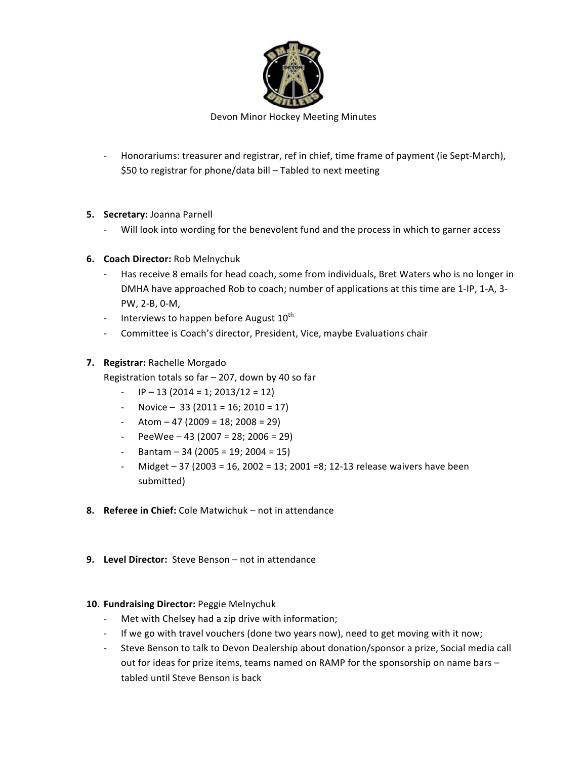Devon Minor Hockey Meeting Minutes

- Honorariums: treasurer and registrar, ref in chief, time frame of payment (ie Sept-March), $50 to registrar for phone/data bill – Tabled to next meeting

5. **Secretary:** Joanna Parnell
   - Will look into wording for the benevolent fund and the process in which to garner access

6. **Coach Director:** Rob Melnychuk
   - Has receive 8 emails for head coach, some from individuals, Bret Waters who is no longer in DMHA have approached Rob to coach; number of applications at this time are 1-IP, 1-A, 3-PW, 2-B, 0-M,
   - Interviews to happen before August 10th
   - Committee is Coach's director, President, Vice, maybe Evaluations chair

7. **Registrar:** Rachelle Morgado
   Registration totals so far – 207, down by 40 so far
   - IP – 13 (2014 = 1; 2013/12 = 12)
   - Novice – 33 (2011 = 16; 2010 = 17)
   - Atom – 47 (2009 = 18; 2008 = 29)
   - PeeWee – 43 (2007 = 28; 2006 = 29)
   - Bantam – 34 (2005 = 19; 2004 = 15)
   - Midget – 37 (2003 = 16, 2002 = 13; 2001 =8; 12-13 release waivers have been submitted)

8. **Referee in Chief:** Cole Matwichuk – not in attendance

9. **Level Director:** Steve Benson – not in attendance

10. **Fundraising Director:** Peggie Melnychuk
    - Met with Chelsey had a zip drive with information;
    - If we go with travel vouchers (done two years now), need to get moving with it now;
    - Steve Benson to talk to Devon Dealership about donation/sponsor a prize, Social media call out for ideas for prize items, teams named on RAMP for the sponsorship on name bars – tabled until Steve Benson is back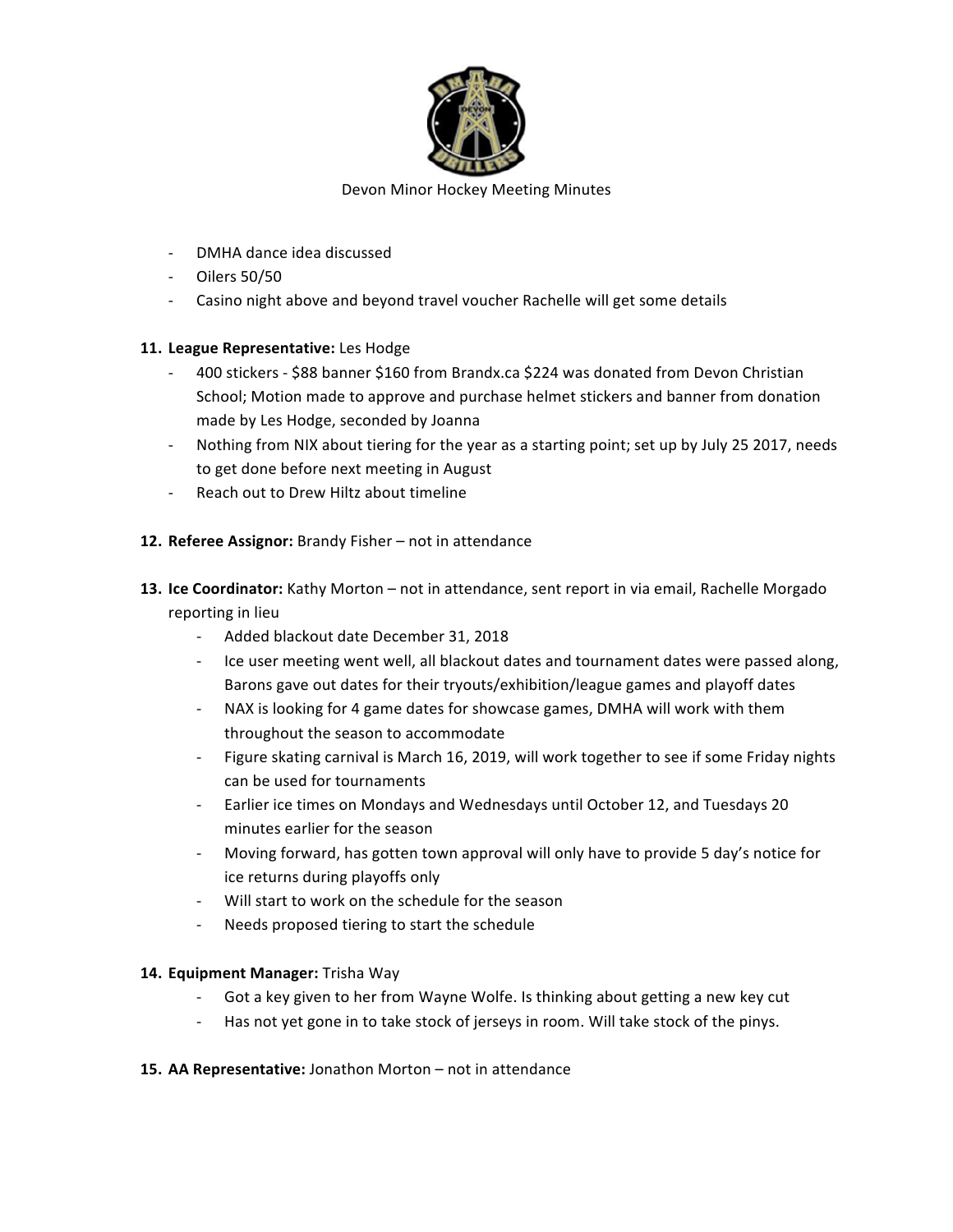Devon Minor Hockey Meeting Minutes

- DMHA dance idea discussed
- Oilers 50/50
- Casino night above and beyond travel voucher Rachelle will get some details

11. **League Representative:** Les Hodge
    - 400 stickers - $88 banner $160 from Brandx.ca $224 was donated from Devon Christian School; Motion made to approve and purchase helmet stickers and banner from donation made by Les Hodge, seconded by Joanna
    - Nothing from NIX about tiering for the year as a starting point; set up by July 25 2017, needs to get done before next meeting in August
    - Reach out to Drew Hiltz about timeline

12. **Referee Assignor:** Brandy Fisher – not in attendance

13. **Ice Coordinator:** Kathy Morton – not in attendance, sent report in via email, Rachelle Morgado reporting in lieu
    - Added blackout date December 31, 2018
    - Ice user meeting went well, all blackout dates and tournament dates were passed along, Barons gave out dates for their tryouts/exhibition/league games and playoff dates
    - NAX is looking for 4 game dates for showcase games, DMHA will work with them throughout the season to accommodate
    - Figure skating carnival is March 16, 2019, will work together to see if some Friday nights can be used for tournaments
    - Earlier ice times on Mondays and Wednesdays until October 12, and Tuesdays 20 minutes earlier for the season
    - Moving forward, has gotten town approval will only have to provide 5 day's notice for ice returns during playoffs only
    - Will start to work on the schedule for the season
    - Needs proposed tiering to start the schedule

14. **Equipment Manager:** Trisha Way
    - Got a key given to her from Wayne Wolfe. Is thinking about getting a new key cut
    - Has not yet gone in to take stock of jerseys in room. Will take stock of the pinys.

15. **AA Representative:** Jonathon Morton – not in attendance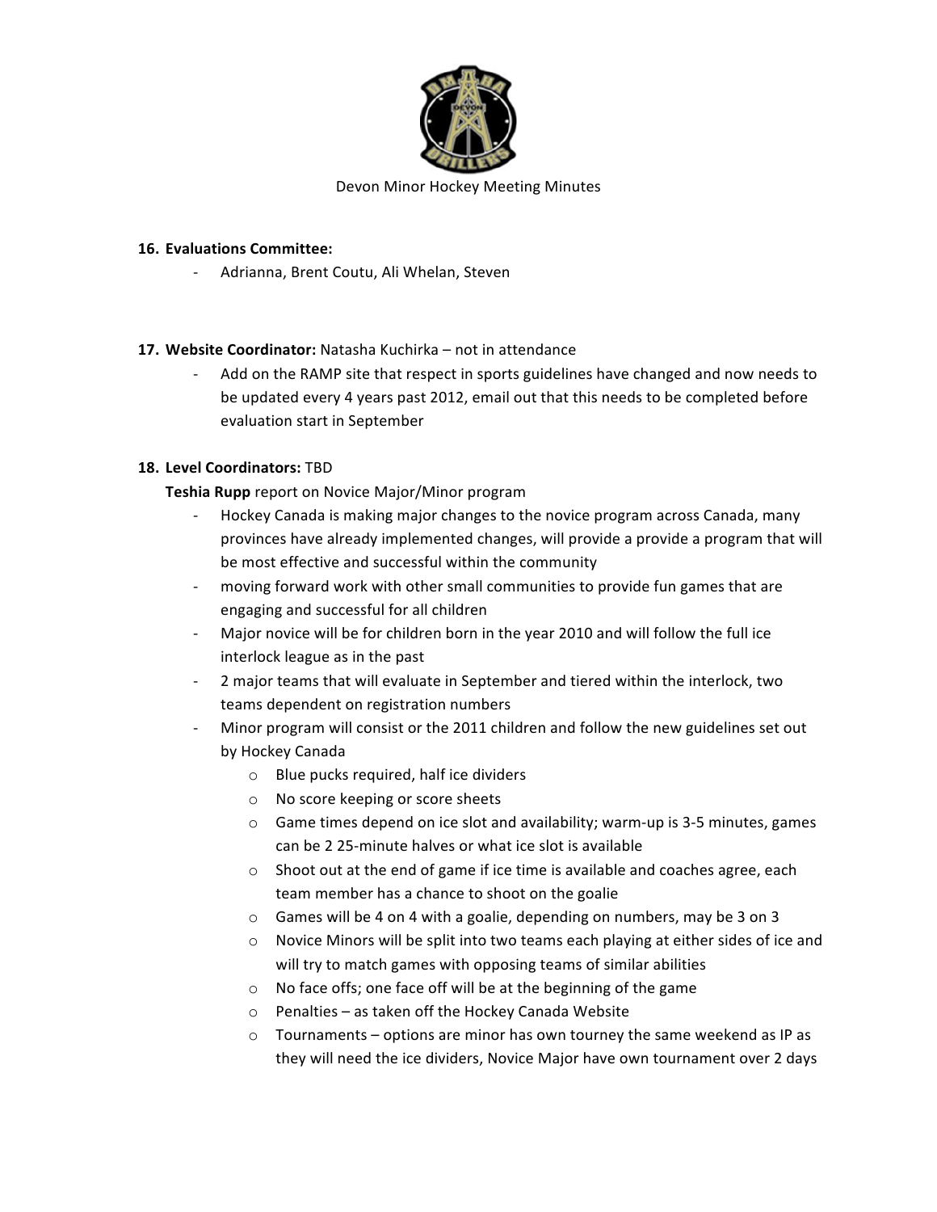Devon Minor Hockey Meeting Minutes

16. **Evaluations Committee:**
    - Adrianna, Brent Coutu, Ali Whelan, Steven

17. **Website Coordinator:** Natasha Kuchirka – not in attendance
    - Add on the RAMP site that respect in sports guidelines have changed and now needs to be updated every 4 years past 2012, email out that this needs to be completed before evaluation start in September

18. **Level Coordinators:** TBD

    **Teshia Rupp** report on Novice Major/Minor program

    - Hockey Canada is making major changes to the novice program across Canada, many provinces have already implemented changes, will provide a provide a program that will be most effective and successful within the community
    - moving forward work with other small communities to provide fun games that are engaging and successful for all children
    - Major novice will be for children born in the year 2010 and will follow the full ice interlock league as in the past
    - 2 major teams that will evaluate in September and tiered within the interlock, two teams dependent on registration numbers
    - Minor program will consist or the 2011 children and follow the new guidelines set out by Hockey Canada
        - Blue pucks required, half ice dividers
        - No score keeping or score sheets
        - Game times depend on ice slot and availability; warm-up is 3-5 minutes, games can be 2 25-minute halves or what ice slot is available
        - Shoot out at the end of game if ice time is available and coaches agree, each team member has a chance to shoot on the goalie
        - Games will be 4 on 4 with a goalie, depending on numbers, may be 3 on 3
        - Novice Minors will be split into two teams each playing at either sides of ice and will try to match games with opposing teams of similar abilities
        - No face offs; one face off will be at the beginning of the game
        - Penalties – as taken off the Hockey Canada Website
        - Tournaments – options are minor has own tourney the same weekend as IP as they will need the ice dividers, Novice Major have own tournament over 2 days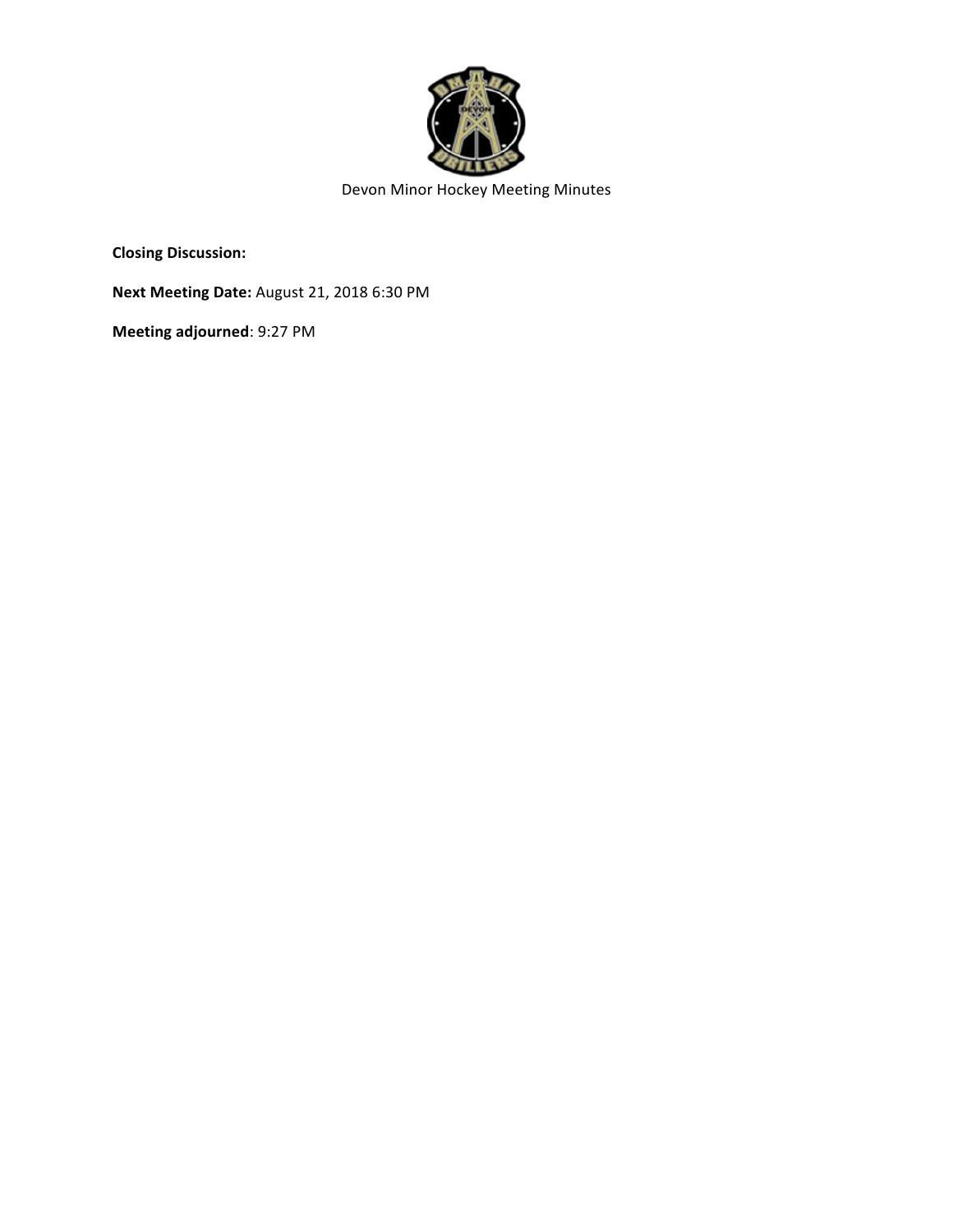Devon Minor Hockey Meeting Minutes

**Closing Discussion:**

**Next Meeting Date:** August 21, 2018 6:30 PM

**Meeting adjourned**: 9:27 PM